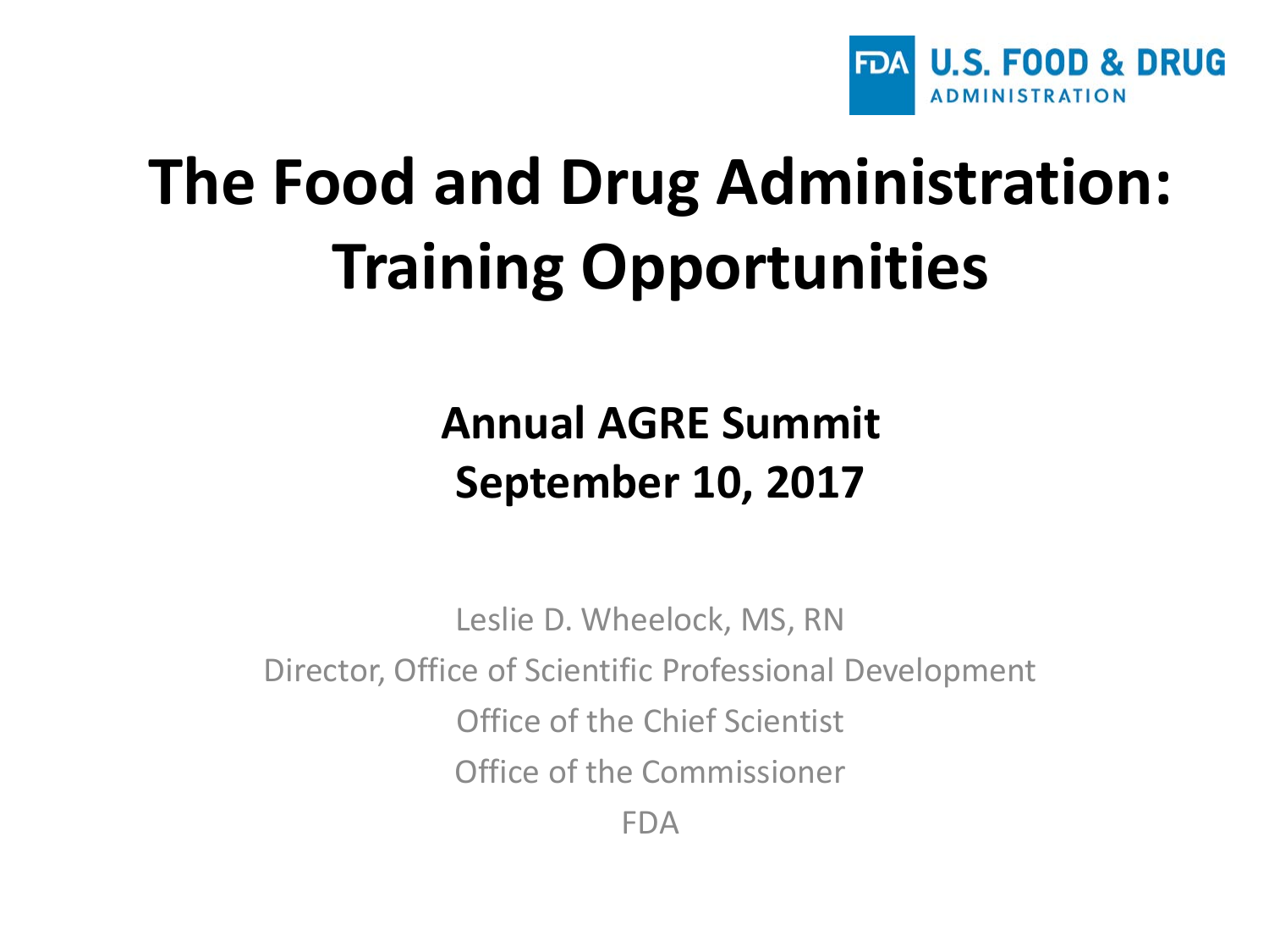FDA U.S. FOOD & DRUG ADMINISTRATION

# The Food and Drug Administration: Training Opportunities

## Annual AGRE Summit
## September 10, 2017

Leslie D. Wheelock, MS, RN

Director, Office of Scientific Professional Development

Office of the Chief Scientist

Office of the Commissioner

FDA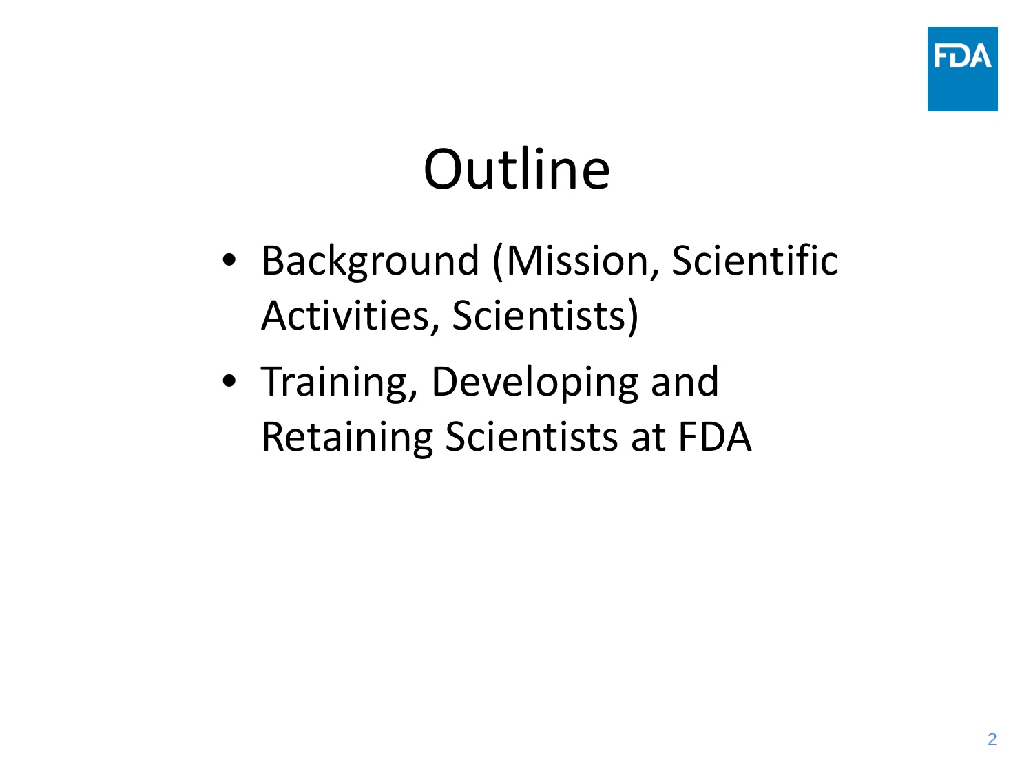# Outline

- Background (Mission, Scientific Activities, Scientists)
- Training, Developing and Retaining Scientists at FDA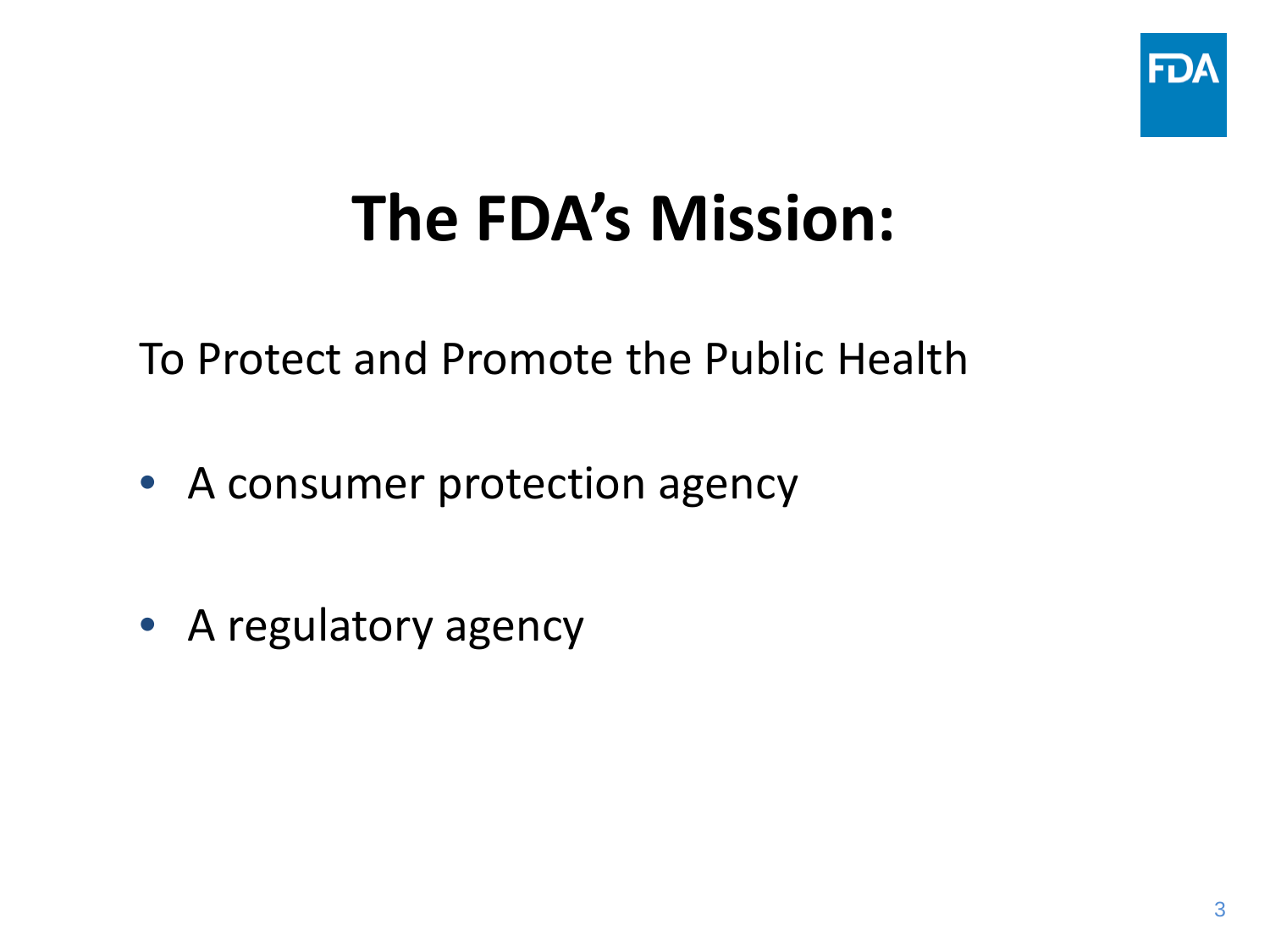# The FDA's Mission:

To Protect and Promote the Public Health

- A consumer protection agency

- A regulatory agency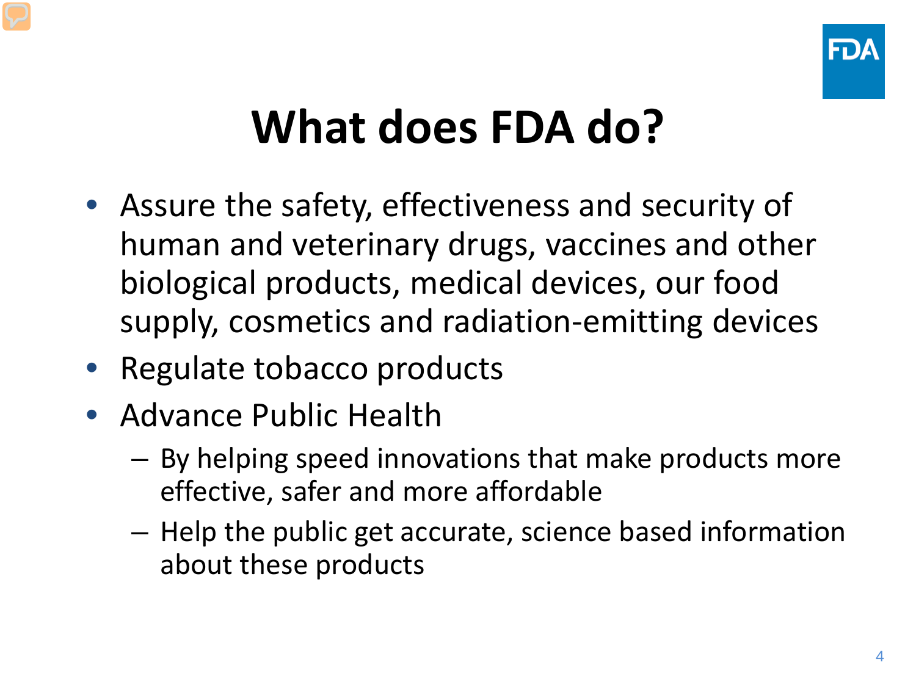# What does FDA do?

- Assure the safety, effectiveness and security of human and veterinary drugs, vaccines and other biological products, medical devices, our food supply, cosmetics and radiation-emitting devices
- Regulate tobacco products
- Advance Public Health
  - By helping speed innovations that make products more effective, safer and more affordable
  - Help the public get accurate, science based information about these products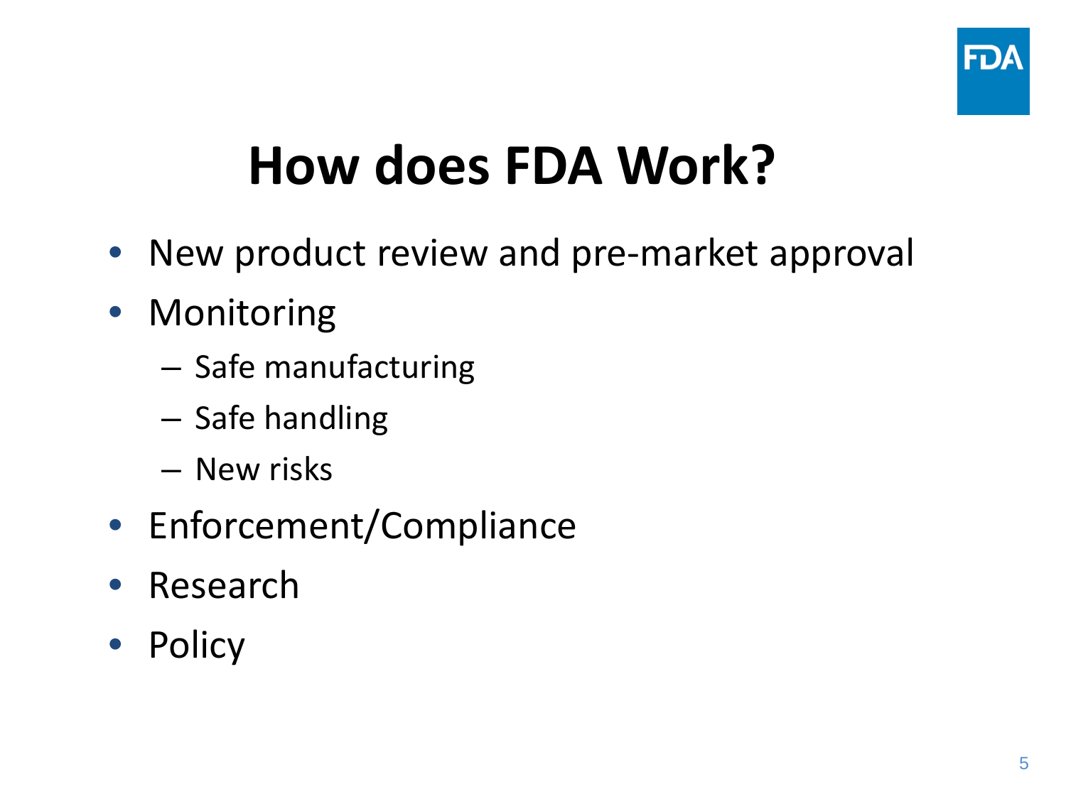# How does FDA Work?

- New product review and pre-market approval
- Monitoring
  - Safe manufacturing
  - Safe handling
  - New risks
- Enforcement/Compliance
- Research
- Policy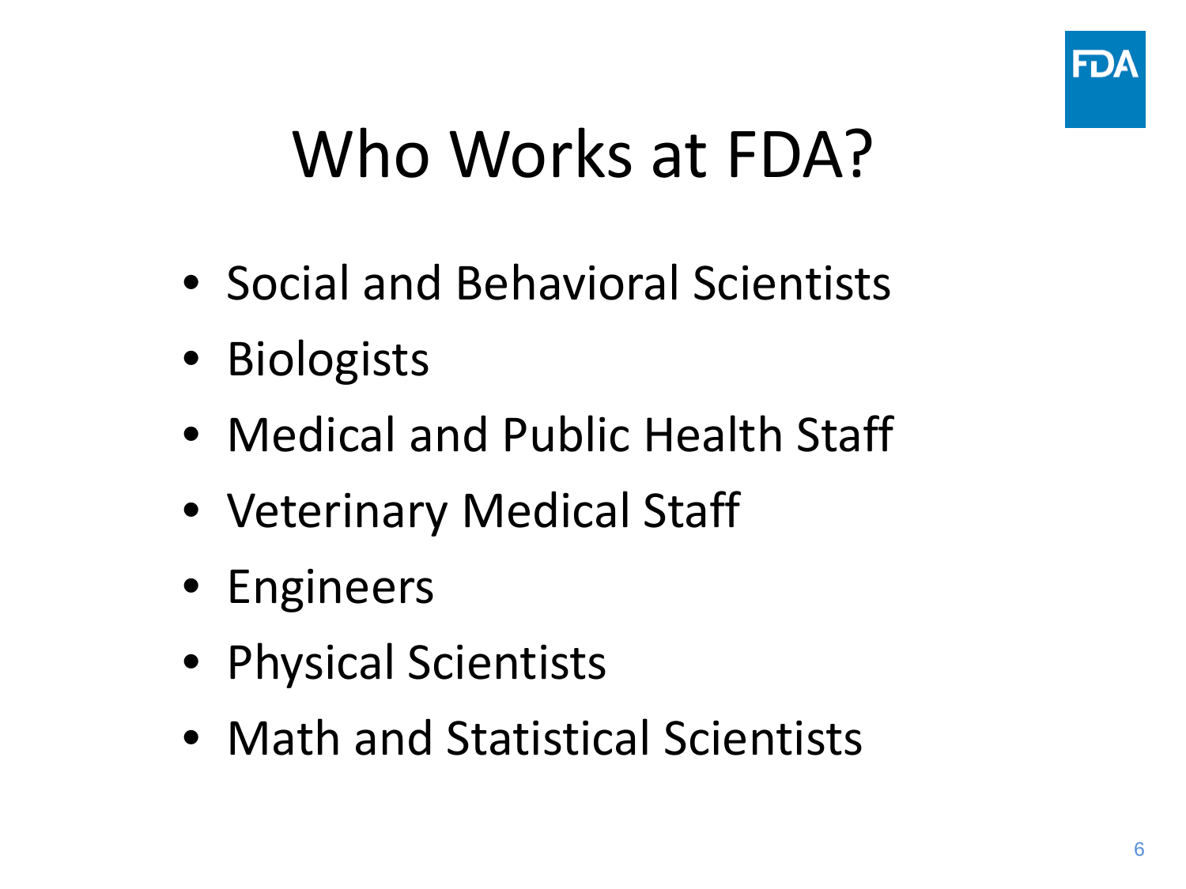# Who Works at FDA?

- Social and Behavioral Scientists
- Biologists
- Medical and Public Health Staff
- Veterinary Medical Staff
- Engineers
- Physical Scientists
- Math and Statistical Scientists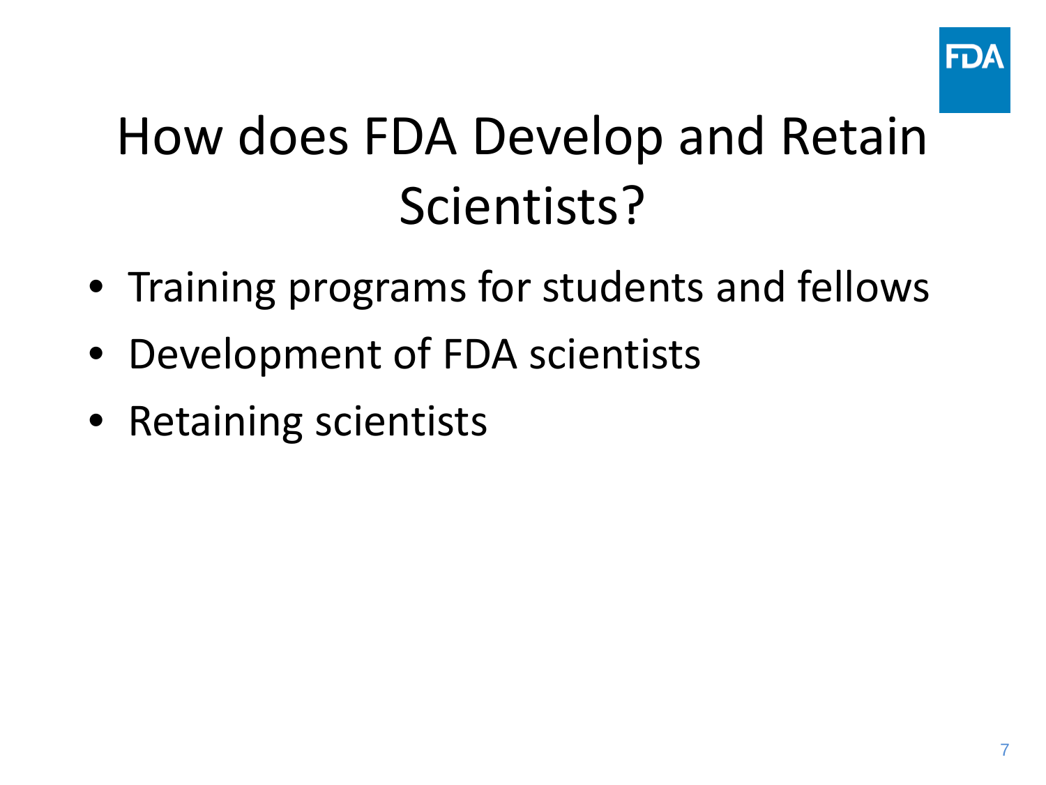# How does FDA Develop and Retain Scientists?

- Training programs for students and fellows
- Development of FDA scientists
- Retaining scientists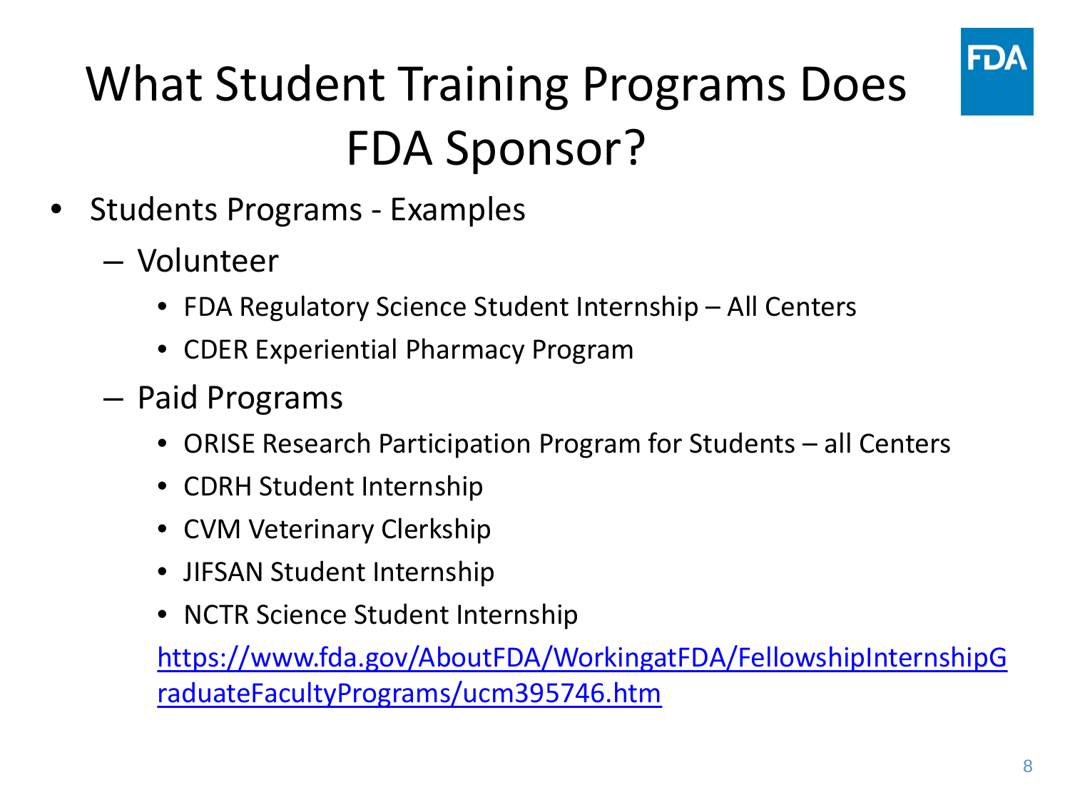# What Student Training Programs Does FDA Sponsor?

- Students Programs - Examples
  - Volunteer
    - FDA Regulatory Science Student Internship – All Centers
    - CDER Experiential Pharmacy Program
  - Paid Programs
    - ORISE Research Participation Program for Students – all Centers
    - CDRH Student Internship
    - CVM Veterinary Clerkship
    - JIFSAN Student Internship
    - NCTR Science Student Internship

    https://www.fda.gov/AboutFDA/WorkingatFDA/FellowshipInternshipGraduateFacultyPrograms/ucm395746.htm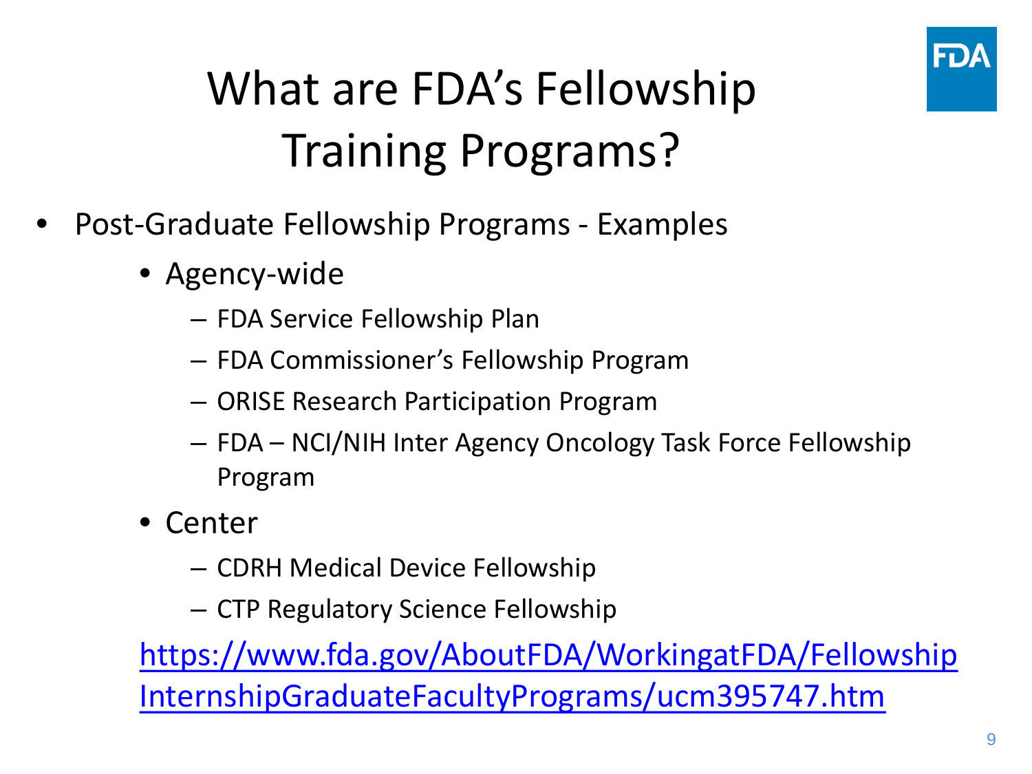# What are FDA's Fellowship Training Programs?

- Post-Graduate Fellowship Programs - Examples
  - Agency-wide
    - FDA Service Fellowship Plan
    - FDA Commissioner's Fellowship Program
    - ORISE Research Participation Program
    - FDA – NCI/NIH Inter Agency Oncology Task Force Fellowship Program
  - Center
    - CDRH Medical Device Fellowship
    - CTP Regulatory Science Fellowship

https://www.fda.gov/AboutFDA/WorkingatFDA/FellowshipInternshipGraduateFacultyPrograms/ucm395747.htm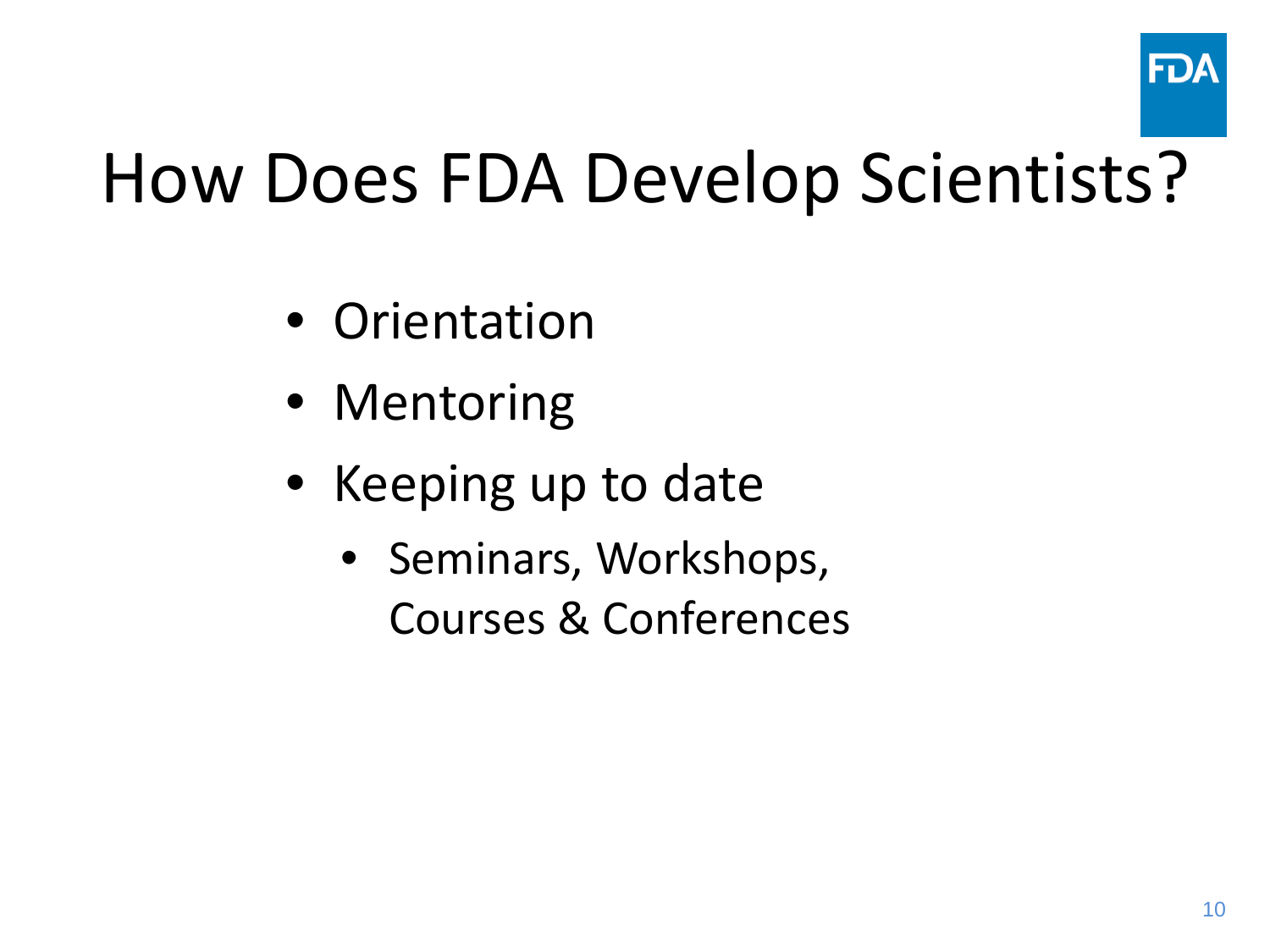# How Does FDA Develop Scientists?

- Orientation
- Mentoring
- Keeping up to date
  - Seminars, Workshops, Courses & Conferences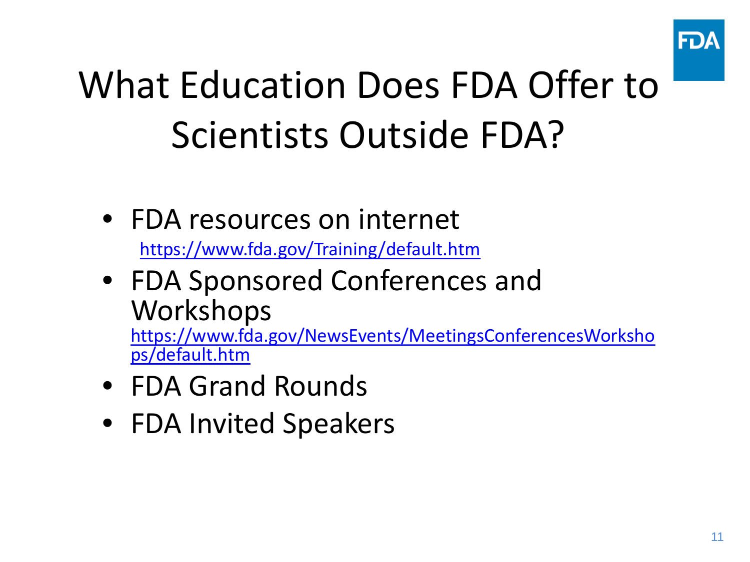# What Education Does FDA Offer to Scientists Outside FDA?

- FDA resources on internet
  https://www.fda.gov/Training/default.htm
- FDA Sponsored Conferences and Workshops
  https://www.fda.gov/NewsEvents/MeetingsConferencesWorkshops/default.htm
- FDA Grand Rounds
- FDA Invited Speakers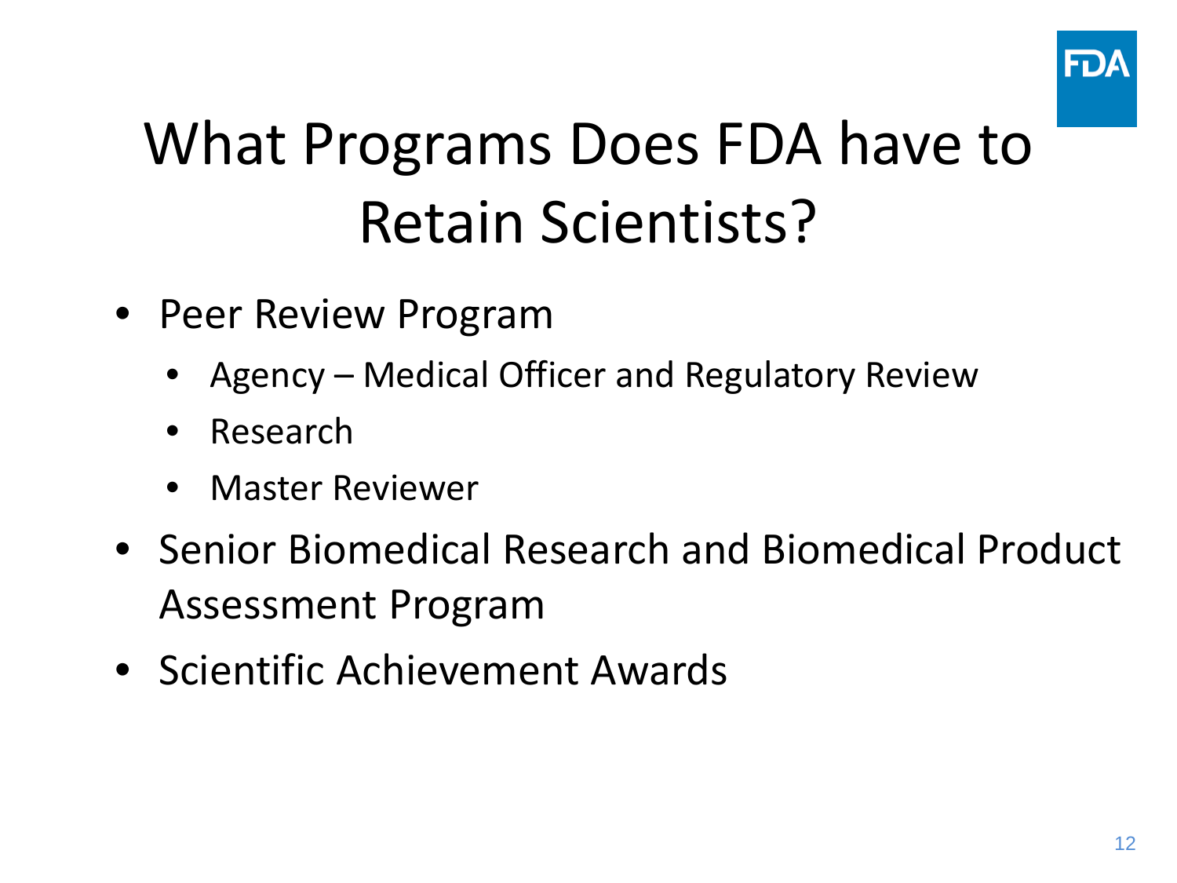# What Programs Does FDA have to Retain Scientists?

- Peer Review Program
  - Agency – Medical Officer and Regulatory Review
  - Research
  - Master Reviewer
- Senior Biomedical Research and Biomedical Product Assessment Program
- Scientific Achievement Awards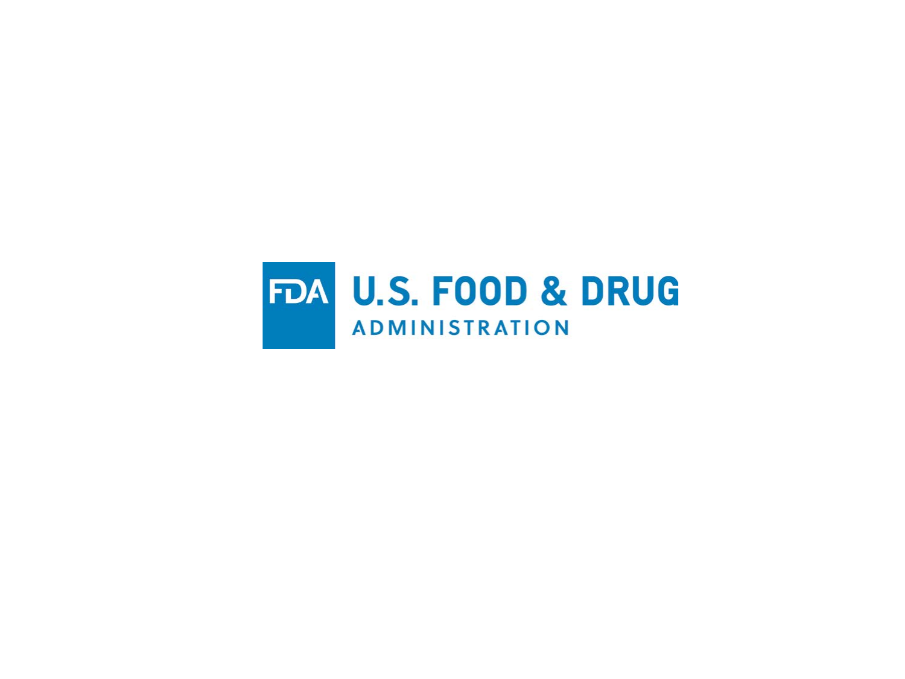FDA U.S. FOOD & DRUG ADMINISTRATION